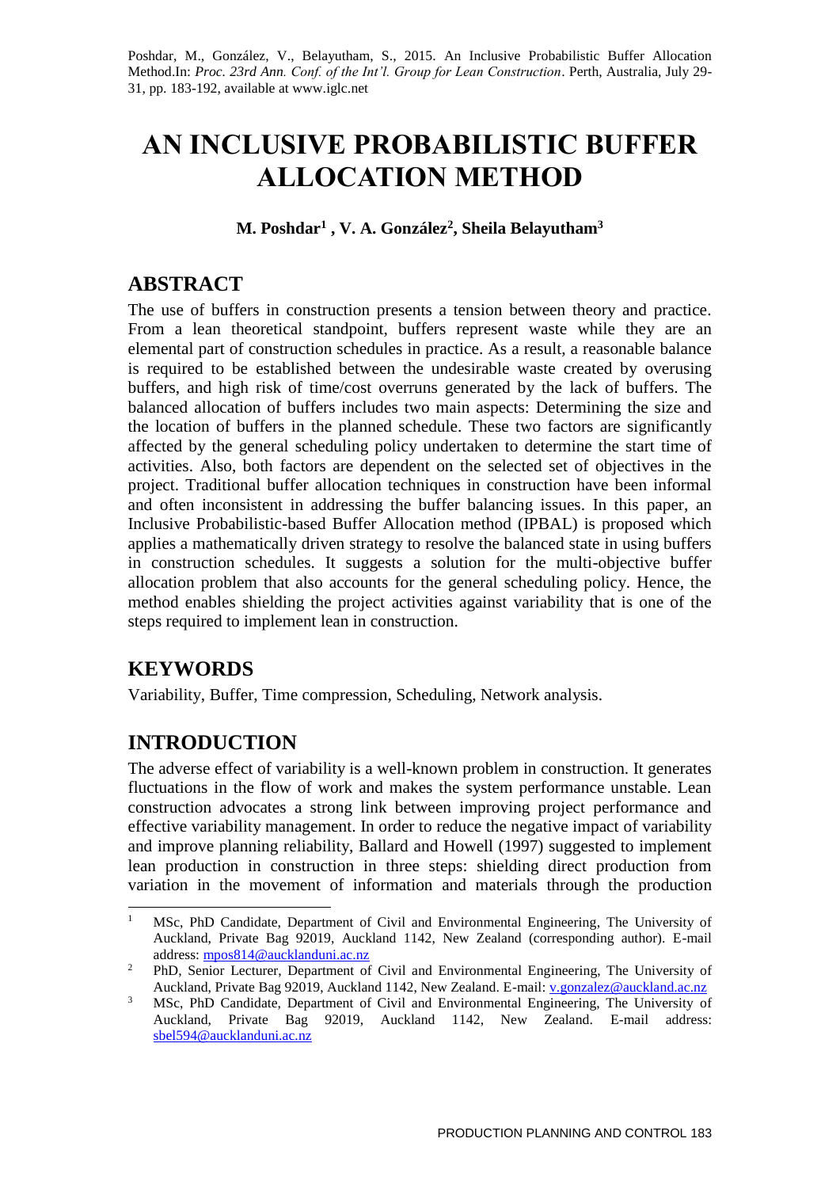Poshdar, M., González, V., Belayutham, S., 2015. An Inclusive Probabilistic Buffer Allocation Method.In: *Proc. 23rd Ann. Conf. of the Int'l. Group for Lean Construction*. Perth, Australia, July 29-31, pp. 183-192, available at www.iglc.net

# AN INCLUSIVE PROBABILISTIC BUFFER ALLOCATION METHOD

**M. Poshdar[1] , V. A. González[2], Sheila Belayutham[3]**

## ABSTRACT

The use of buffers in construction presents a tension between theory and practice. From a lean theoretical standpoint, buffers represent waste while they are an elemental part of construction schedules in practice. As a result, a reasonable balance is required to be established between the undesirable waste created by overusing buffers, and high risk of time/cost overruns generated by the lack of buffers. The balanced allocation of buffers includes two main aspects: Determining the size and the location of buffers in the planned schedule. These two factors are significantly affected by the general scheduling policy undertaken to determine the start time of activities. Also, both factors are dependent on the selected set of objectives in the project. Traditional buffer allocation techniques in construction have been informal and often inconsistent in addressing the buffer balancing issues. In this paper, an Inclusive Probabilistic-based Buffer Allocation method (IPBAL) is proposed which applies a mathematically driven strategy to resolve the balanced state in using buffers in construction schedules. It suggests a solution for the multi-objective buffer allocation problem that also accounts for the general scheduling policy. Hence, the method enables shielding the project activities against variability that is one of the steps required to implement lean in construction.

## KEYWORDS

Variability, Buffer, Time compression, Scheduling, Network analysis.

## INTRODUCTION

The adverse effect of variability is a well-known problem in construction. It generates fluctuations in the flow of work and makes the system performance unstable. Lean construction advocates a strong link between improving project performance and effective variability management. In order to reduce the negative impact of variability and improve planning reliability, Ballard and Howell (1997) suggested to implement lean production in construction in three steps: shielding direct production from variation in the movement of information and materials through the production

---

[1] MSc, PhD Candidate, Department of Civil and Environmental Engineering, The University of Auckland, Private Bag 92019, Auckland 1142, New Zealand (corresponding author). E-mail address: mpos814@aucklanduni.ac.nz

[2] PhD, Senior Lecturer, Department of Civil and Environmental Engineering, The University of Auckland, Private Bag 92019, Auckland 1142, New Zealand. E-mail: v.gonzalez@auckland.ac.nz

[3] MSc, PhD Candidate, Department of Civil and Environmental Engineering, The University of Auckland, Private Bag 92019, Auckland 1142, New Zealand. E-mail address: sbel594@aucklanduni.ac.nz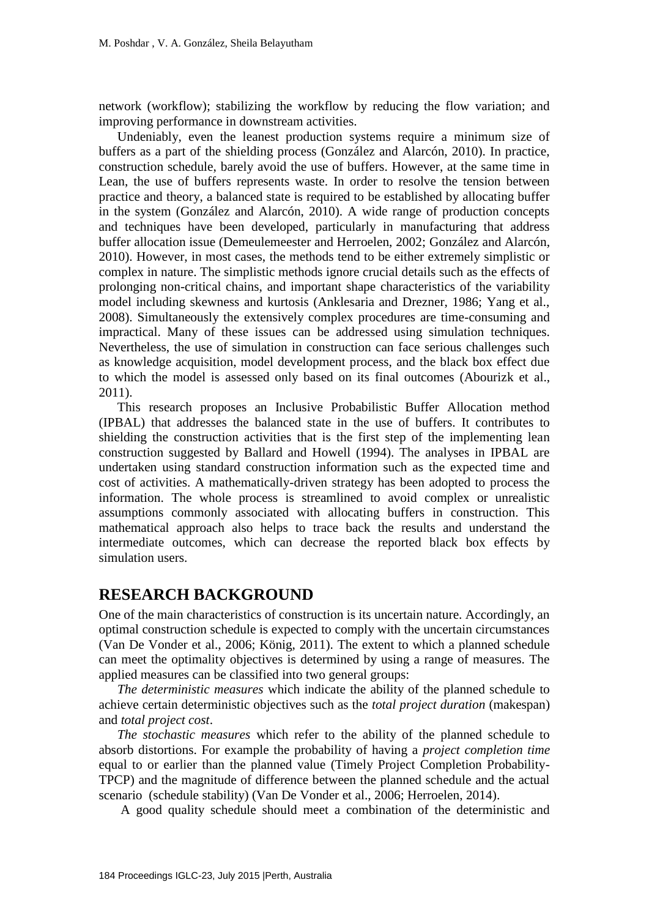network (workflow); stabilizing the workflow by reducing the flow variation; and improving performance in downstream activities.

Undeniably, even the leanest production systems require a minimum size of buffers as a part of the shielding process (González and Alarcón, 2010). In practice, construction schedule, barely avoid the use of buffers. However, at the same time in Lean, the use of buffers represents waste. In order to resolve the tension between practice and theory, a balanced state is required to be established by allocating buffer in the system (González and Alarcón, 2010). A wide range of production concepts and techniques have been developed, particularly in manufacturing that address buffer allocation issue (Demeulemeester and Herroelen, 2002; González and Alarcón, 2010). However, in most cases, the methods tend to be either extremely simplistic or complex in nature. The simplistic methods ignore crucial details such as the effects of prolonging non-critical chains, and important shape characteristics of the variability model including skewness and kurtosis (Anklesaria and Drezner, 1986; Yang et al., 2008). Simultaneously the extensively complex procedures are time-consuming and impractical. Many of these issues can be addressed using simulation techniques. Nevertheless, the use of simulation in construction can face serious challenges such as knowledge acquisition, model development process, and the black box effect due to which the model is assessed only based on its final outcomes (Abourizk et al., 2011).

This research proposes an Inclusive Probabilistic Buffer Allocation method (IPBAL) that addresses the balanced state in the use of buffers. It contributes to shielding the construction activities that is the first step of the implementing lean construction suggested by Ballard and Howell (1994). The analyses in IPBAL are undertaken using standard construction information such as the expected time and cost of activities. A mathematically-driven strategy has been adopted to process the information. The whole process is streamlined to avoid complex or unrealistic assumptions commonly associated with allocating buffers in construction. This mathematical approach also helps to trace back the results and understand the intermediate outcomes, which can decrease the reported black box effects by simulation users.

## RESEARCH BACKGROUND

One of the main characteristics of construction is its uncertain nature. Accordingly, an optimal construction schedule is expected to comply with the uncertain circumstances (Van De Vonder et al., 2006; König, 2011). The extent to which a planned schedule can meet the optimality objectives is determined by using a range of measures. The applied measures can be classified into two general groups:

*The deterministic measures* which indicate the ability of the planned schedule to achieve certain deterministic objectives such as the *total project duration* (makespan) and *total project cost*.

*The stochastic measures* which refer to the ability of the planned schedule to absorb distortions. For example the probability of having a *project completion time* equal to or earlier than the planned value (Timely Project Completion Probability-TPCP) and the magnitude of difference between the planned schedule and the actual scenario (schedule stability) (Van De Vonder et al., 2006; Herroelen, 2014).

A good quality schedule should meet a combination of the deterministic and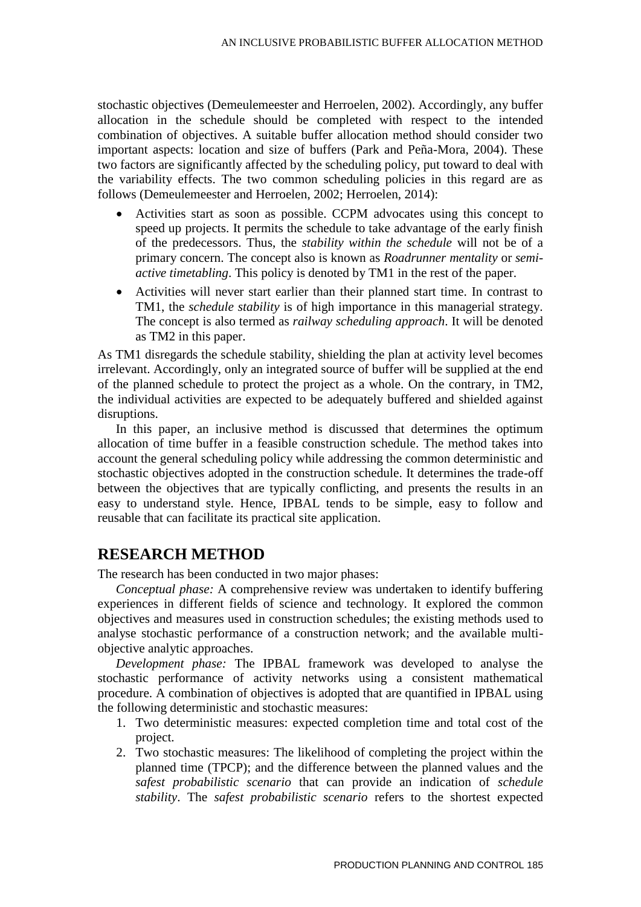stochastic objectives (Demeulemeester and Herroelen, 2002). Accordingly, any buffer allocation in the schedule should be completed with respect to the intended combination of objectives. A suitable buffer allocation method should consider two important aspects: location and size of buffers (Park and Peña-Mora, 2004). These two factors are significantly affected by the scheduling policy, put toward to deal with the variability effects. The two common scheduling policies in this regard are as follows (Demeulemeester and Herroelen, 2002; Herroelen, 2014):

- Activities start as soon as possible. CCPM advocates using this concept to speed up projects. It permits the schedule to take advantage of the early finish of the predecessors. Thus, the *stability within the schedule* will not be of a primary concern. The concept also is known as *Roadrunner mentality* or *semi-active timetabling*. This policy is denoted by TM1 in the rest of the paper.
- Activities will never start earlier than their planned start time. In contrast to TM1, the *schedule stability* is of high importance in this managerial strategy. The concept is also termed as *railway scheduling approach*. It will be denoted as TM2 in this paper.

As TM1 disregards the schedule stability, shielding the plan at activity level becomes irrelevant. Accordingly, only an integrated source of buffer will be supplied at the end of the planned schedule to protect the project as a whole. On the contrary, in TM2, the individual activities are expected to be adequately buffered and shielded against disruptions.

In this paper, an inclusive method is discussed that determines the optimum allocation of time buffer in a feasible construction schedule. The method takes into account the general scheduling policy while addressing the common deterministic and stochastic objectives adopted in the construction schedule. It determines the trade-off between the objectives that are typically conflicting, and presents the results in an easy to understand style. Hence, IPBAL tends to be simple, easy to follow and reusable that can facilitate its practical site application.

## RESEARCH METHOD

The research has been conducted in two major phases:

*Conceptual phase:* A comprehensive review was undertaken to identify buffering experiences in different fields of science and technology. It explored the common objectives and measures used in construction schedules; the existing methods used to analyse stochastic performance of a construction network; and the available multi-objective analytic approaches.

*Development phase:* The IPBAL framework was developed to analyse the stochastic performance of activity networks using a consistent mathematical procedure. A combination of objectives is adopted that are quantified in IPBAL using the following deterministic and stochastic measures:

1. Two deterministic measures: expected completion time and total cost of the project.
2. Two stochastic measures: The likelihood of completing the project within the planned time (TPCP); and the difference between the planned values and the *safest probabilistic scenario* that can provide an indication of *schedule stability*. The *safest probabilistic scenario* refers to the shortest expected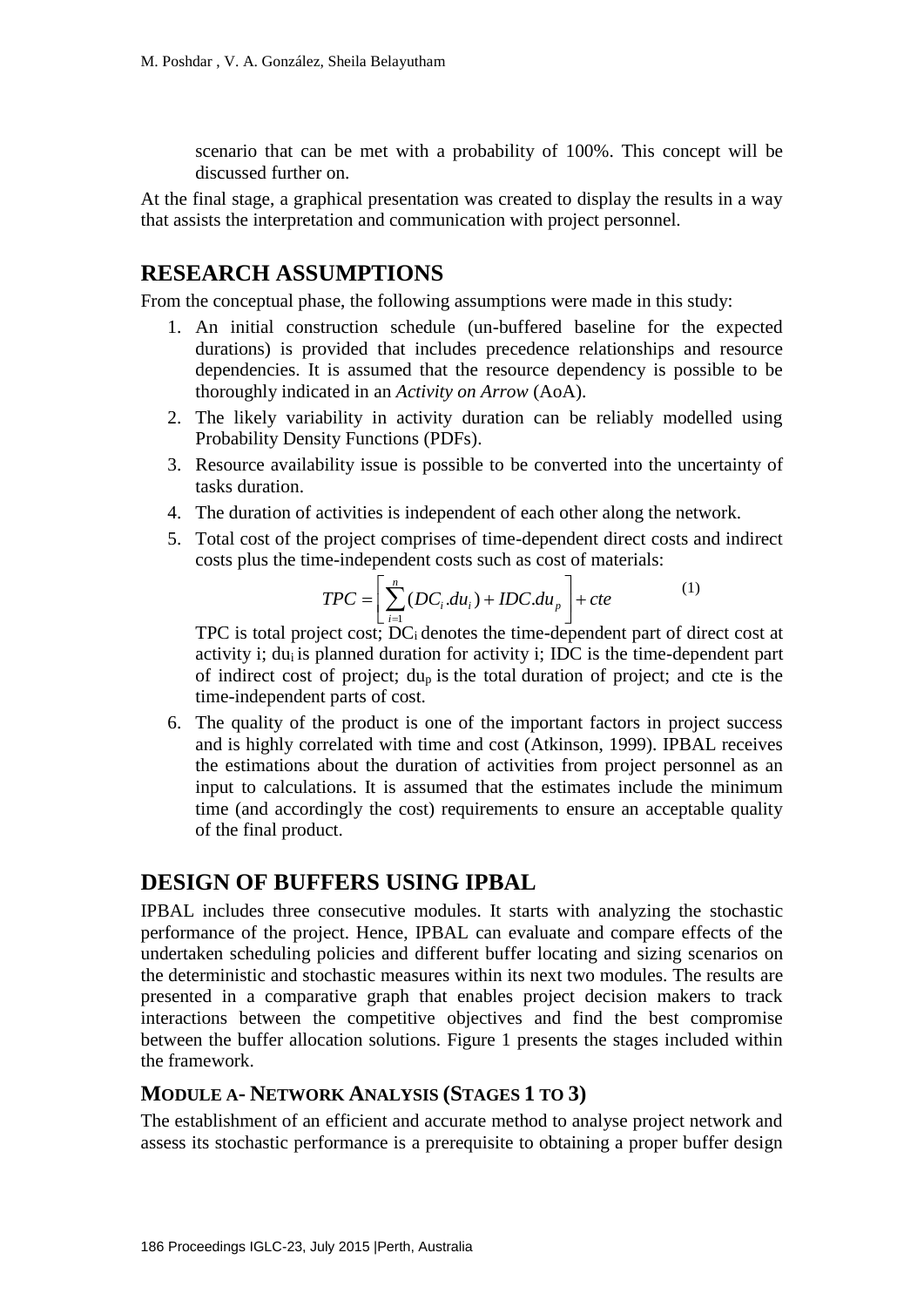scenario that can be met with a probability of 100%. This concept will be discussed further on.

At the final stage, a graphical presentation was created to display the results in a way that assists the interpretation and communication with project personnel.

## RESEARCH ASSUMPTIONS

From the conceptual phase, the following assumptions were made in this study:

1. An initial construction schedule (un-buffered baseline for the expected durations) is provided that includes precedence relationships and resource dependencies. It is assumed that the resource dependency is possible to be thoroughly indicated in an *Activity on Arrow* (AoA).
2. The likely variability in activity duration can be reliably modelled using Probability Density Functions (PDFs).
3. Resource availability issue is possible to be converted into the uncertainty of tasks duration.
4. The duration of activities is independent of each other along the network.
5. Total cost of the project comprises of time-dependent direct costs and indirect costs plus the time-independent costs such as cost of materials:

$$TPC = \left[ \sum_{i=1}^{n} (DC_i . du_i) + IDC . du_p \right] + cte \qquad (1)$$

   TPC is total project cost; $DC_i$ denotes the time-dependent part of direct cost at activity i; $du_i$ is planned duration for activity i; IDC is the time-dependent part of indirect cost of project; $du_p$ is the total duration of project; and cte is the time-independent parts of cost.

6. The quality of the product is one of the important factors in project success and is highly correlated with time and cost (Atkinson, 1999). IPBAL receives the estimations about the duration of activities from project personnel as an input to calculations. It is assumed that the estimates include the minimum time (and accordingly the cost) requirements to ensure an acceptable quality of the final product.

## DESIGN OF BUFFERS USING IPBAL

IPBAL includes three consecutive modules. It starts with analyzing the stochastic performance of the project. Hence, IPBAL can evaluate and compare effects of the undertaken scheduling policies and different buffer locating and sizing scenarios on the deterministic and stochastic measures within its next two modules. The results are presented in a comparative graph that enables project decision makers to track interactions between the competitive objectives and find the best compromise between the buffer allocation solutions. Figure 1 presents the stages included within the framework.

### MODULE A- NETWORK ANALYSIS (STAGES 1 TO 3)

The establishment of an efficient and accurate method to analyse project network and assess its stochastic performance is a prerequisite to obtaining a proper buffer design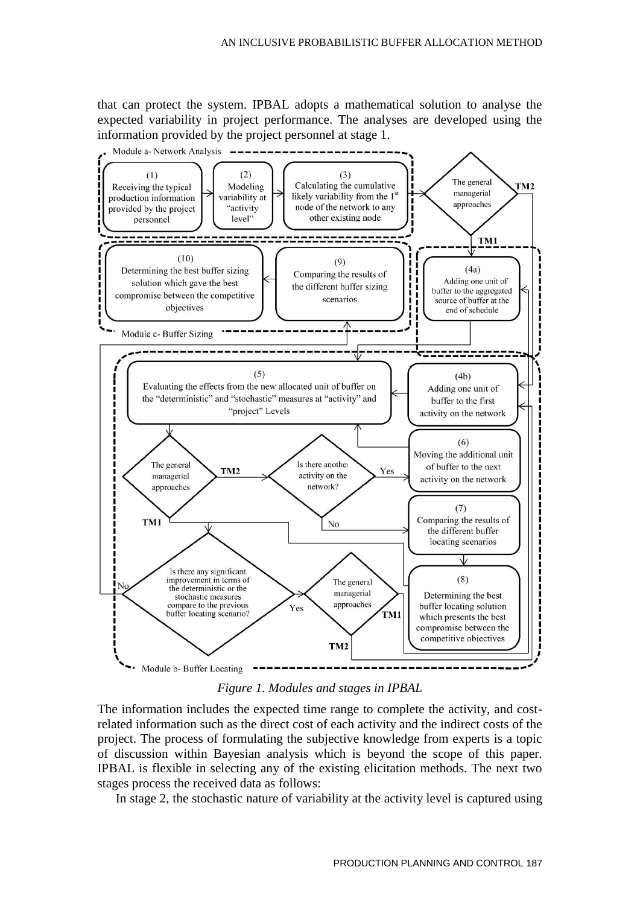that can protect the system. IPBAL adopts a mathematical solution to analyse the expected variability in project performance. The analyses are developed using the information provided by the project personnel at stage 1.

*Figure 1. Modules and stages in IPBAL*

The information includes the expected time range to complete the activity, and cost-related information such as the direct cost of each activity and the indirect costs of the project. The process of formulating the subjective knowledge from experts is a topic of discussion within Bayesian analysis which is beyond the scope of this paper. IPBAL is flexible in selecting any of the existing elicitation methods. The next two stages process the received data as follows:

In stage 2, the stochastic nature of variability at the activity level is captured using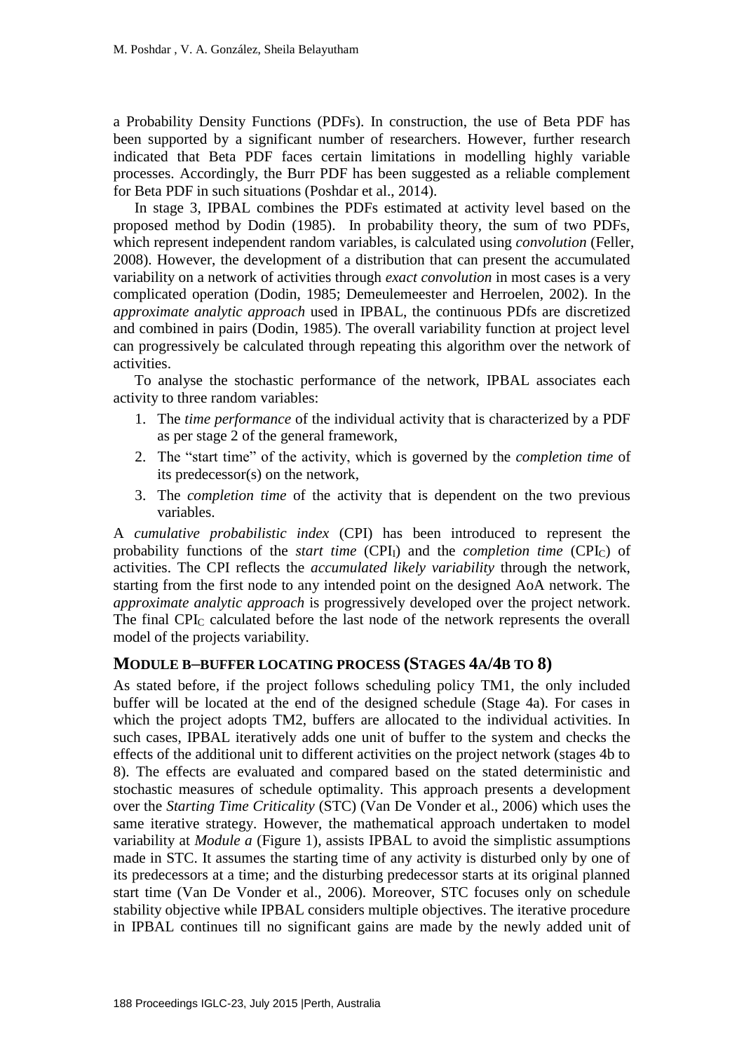a Probability Density Functions (PDFs). In construction, the use of Beta PDF has been supported by a significant number of researchers. However, further research indicated that Beta PDF faces certain limitations in modelling highly variable processes. Accordingly, the Burr PDF has been suggested as a reliable complement for Beta PDF in such situations (Poshdar et al., 2014).

In stage 3, IPBAL combines the PDFs estimated at activity level based on the proposed method by Dodin (1985). In probability theory, the sum of two PDFs, which represent independent random variables, is calculated using *convolution* (Feller, 2008). However, the development of a distribution that can present the accumulated variability on a network of activities through *exact convolution* in most cases is a very complicated operation (Dodin, 1985; Demeulemeester and Herroelen, 2002). In the *approximate analytic approach* used in IPBAL, the continuous PDfs are discretized and combined in pairs (Dodin, 1985). The overall variability function at project level can progressively be calculated through repeating this algorithm over the network of activities.

To analyse the stochastic performance of the network, IPBAL associates each activity to three random variables:

1. The *time performance* of the individual activity that is characterized by a PDF as per stage 2 of the general framework,
2. The "start time" of the activity, which is governed by the *completion time* of its predecessor(s) on the network,
3. The *completion time* of the activity that is dependent on the two previous variables.

A *cumulative probabilistic index* (CPI) has been introduced to represent the probability functions of the *start time* ($CPI_I$) and the *completion time* ($CPI_C$) of activities. The CPI reflects the *accumulated likely variability* through the network, starting from the first node to any intended point on the designed AoA network. The *approximate analytic approach* is progressively developed over the project network. The final $CPI_C$ calculated before the last node of the network represents the overall model of the projects variability.

## MODULE B–BUFFER LOCATING PROCESS (STAGES 4A/4B TO 8)

As stated before, if the project follows scheduling policy TM1, the only included buffer will be located at the end of the designed schedule (Stage 4a). For cases in which the project adopts TM2, buffers are allocated to the individual activities. In such cases, IPBAL iteratively adds one unit of buffer to the system and checks the effects of the additional unit to different activities on the project network (stages 4b to 8). The effects are evaluated and compared based on the stated deterministic and stochastic measures of schedule optimality. This approach presents a development over the *Starting Time Criticality* (STC) (Van De Vonder et al., 2006) which uses the same iterative strategy. However, the mathematical approach undertaken to model variability at *Module a* (Figure 1), assists IPBAL to avoid the simplistic assumptions made in STC. It assumes the starting time of any activity is disturbed only by one of its predecessors at a time; and the disturbing predecessor starts at its original planned start time (Van De Vonder et al., 2006). Moreover, STC focuses only on schedule stability objective while IPBAL considers multiple objectives. The iterative procedure in IPBAL continues till no significant gains are made by the newly added unit of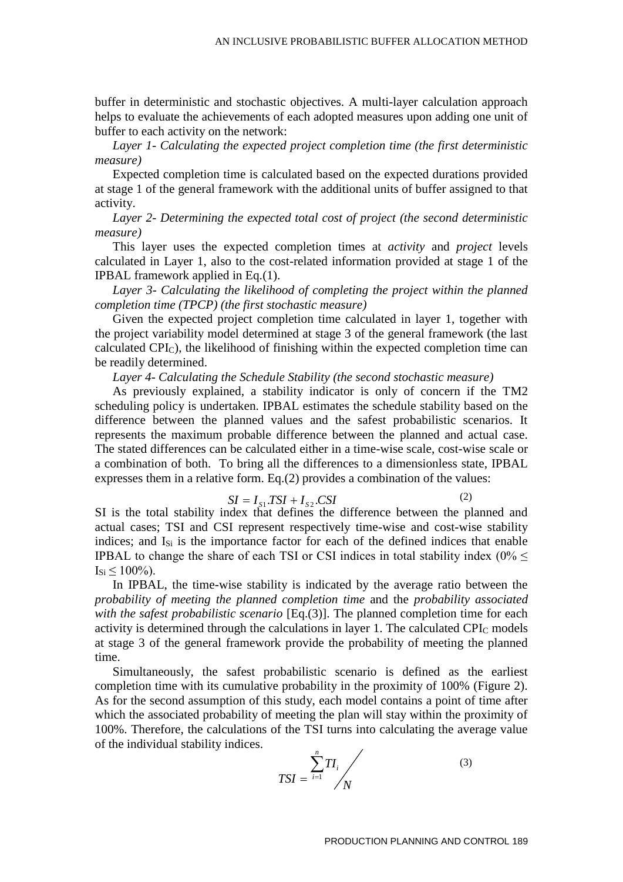buffer in deterministic and stochastic objectives. A multi-layer calculation approach helps to evaluate the achievements of each adopted measures upon adding one unit of buffer to each activity on the network:

*Layer 1- Calculating the expected project completion time (the first deterministic measure)*

Expected completion time is calculated based on the expected durations provided at stage 1 of the general framework with the additional units of buffer assigned to that activity.

*Layer 2- Determining the expected total cost of project (the second deterministic measure)*

This layer uses the expected completion times at *activity* and *project* levels calculated in Layer 1, also to the cost-related information provided at stage 1 of the IPBAL framework applied in Eq.(1).

*Layer 3- Calculating the likelihood of completing the project within the planned completion time (TPCP) (the first stochastic measure)*

Given the expected project completion time calculated in layer 1, together with the project variability model determined at stage 3 of the general framework (the last calculated $CPI_C$), the likelihood of finishing within the expected completion time can be readily determined.

*Layer 4- Calculating the Schedule Stability (the second stochastic measure)*

As previously explained, a stability indicator is only of concern if the TM2 scheduling policy is undertaken. IPBAL estimates the schedule stability based on the difference between the planned values and the safest probabilistic scenarios. It represents the maximum probable difference between the planned and actual case. The stated differences can be calculated either in a time-wise scale, cost-wise scale or a combination of both. To bring all the differences to a dimensionless state, IPBAL expresses them in a relative form. Eq.(2) provides a combination of the values:

$$SI = I_{S1}.TSI + I_{S2}.CSI \tag{2}$$

SI is the total stability index that defines the difference between the planned and actual cases; TSI and CSI represent respectively time-wise and cost-wise stability indices; and $I_{Si}$ is the importance factor for each of the defined indices that enable IPBAL to change the share of each TSI or CSI indices in total stability index ($0\% \leq I_{Si} \leq 100\%$).

In IPBAL, the time-wise stability is indicated by the average ratio between the *probability of meeting the planned completion time* and the *probability associated with the safest probabilistic scenario* [Eq.(3)]. The planned completion time for each activity is determined through the calculations in layer 1. The calculated $CPI_C$ models at stage 3 of the general framework provide the probability of meeting the planned time.

Simultaneously, the safest probabilistic scenario is defined as the earliest completion time with its cumulative probability in the proximity of 100% (Figure 2). As for the second assumption of this study, each model contains a point of time after which the associated probability of meeting the plan will stay within the proximity of 100%. Therefore, the calculations of the TSI turns into calculating the average value of the individual stability indices.

$$TSI = \sum_{i=1}^{n} TI_i \Big/ N \tag{3}$$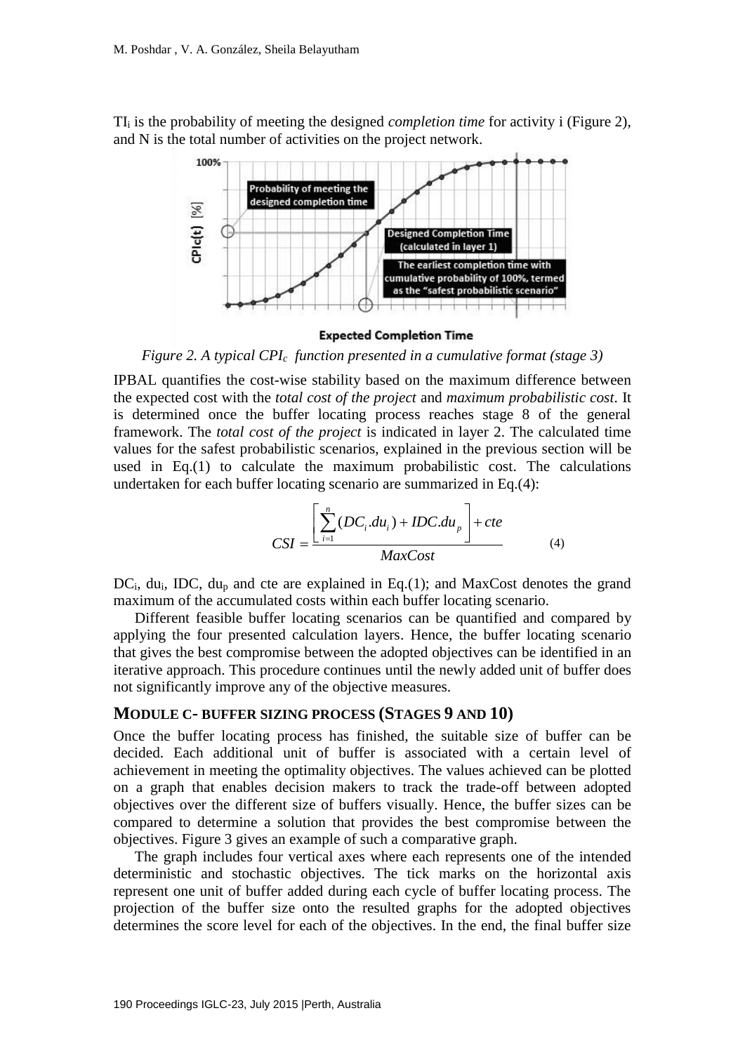$TI_i$ is the probability of meeting the designed *completion time* for activity i (Figure 2), and N is the total number of activities on the project network.

*Figure 2. A typical $CPI_c$ function presented in a cumulative format (stage 3)*

IPBAL quantifies the cost-wise stability based on the maximum difference between the expected cost with the *total cost of the project* and *maximum probabilistic cost*. It is determined once the buffer locating process reaches stage 8 of the general framework. The *total cost of the project* is indicated in layer 2. The calculated time values for the safest probabilistic scenarios, explained in the previous section will be used in Eq.(1) to calculate the maximum probabilistic cost. The calculations undertaken for each buffer locating scenario are summarized in Eq.(4):

$$CSI = \frac{\left[\sum_{i=1}^{n}(DC_i.du_i) + IDC.du_p\right] + cte}{MaxCost} \tag{4}$$

$DC_i$, $du_i$, IDC, $du_p$ and cte are explained in Eq.(1); and MaxCost denotes the grand maximum of the accumulated costs within each buffer locating scenario.

Different feasible buffer locating scenarios can be quantified and compared by applying the four presented calculation layers. Hence, the buffer locating scenario that gives the best compromise between the adopted objectives can be identified in an iterative approach. This procedure continues until the newly added unit of buffer does not significantly improve any of the objective measures.

## MODULE C- BUFFER SIZING PROCESS (STAGES 9 AND 10)

Once the buffer locating process has finished, the suitable size of buffer can be decided. Each additional unit of buffer is associated with a certain level of achievement in meeting the optimality objectives. The values achieved can be plotted on a graph that enables decision makers to track the trade-off between adopted objectives over the different size of buffers visually. Hence, the buffer sizes can be compared to determine a solution that provides the best compromise between the objectives. Figure 3 gives an example of such a comparative graph.

The graph includes four vertical axes where each represents one of the intended deterministic and stochastic objectives. The tick marks on the horizontal axis represent one unit of buffer added during each cycle of buffer locating process. The projection of the buffer size onto the resulted graphs for the adopted objectives determines the score level for each of the objectives. In the end, the final buffer size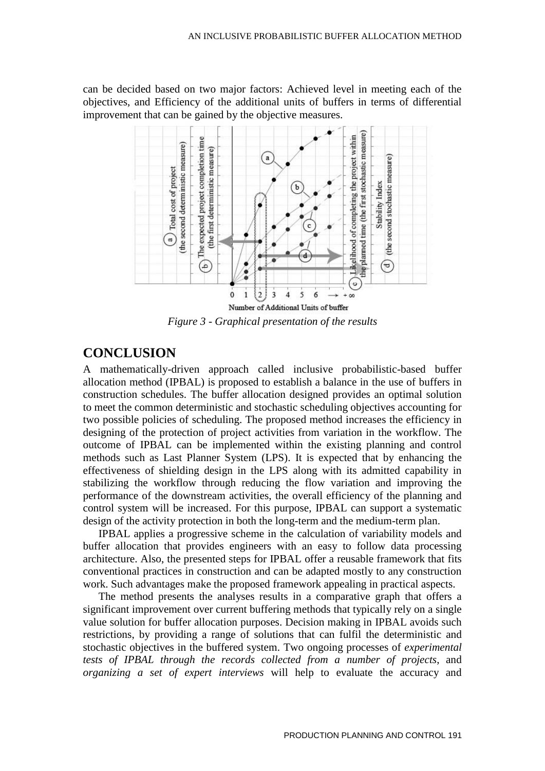can be decided based on two major factors: Achieved level in meeting each of the objectives, and Efficiency of the additional units of buffers in terms of differential improvement that can be gained by the objective measures.

*Figure 3 - Graphical presentation of the results*

## CONCLUSION

A mathematically-driven approach called inclusive probabilistic-based buffer allocation method (IPBAL) is proposed to establish a balance in the use of buffers in construction schedules. The buffer allocation designed provides an optimal solution to meet the common deterministic and stochastic scheduling objectives accounting for two possible policies of scheduling. The proposed method increases the efficiency in designing of the protection of project activities from variation in the workflow. The outcome of IPBAL can be implemented within the existing planning and control methods such as Last Planner System (LPS). It is expected that by enhancing the effectiveness of shielding design in the LPS along with its admitted capability in stabilizing the workflow through reducing the flow variation and improving the performance of the downstream activities, the overall efficiency of the planning and control system will be increased. For this purpose, IPBAL can support a systematic design of the activity protection in both the long-term and the medium-term plan.

IPBAL applies a progressive scheme in the calculation of variability models and buffer allocation that provides engineers with an easy to follow data processing architecture. Also, the presented steps for IPBAL offer a reusable framework that fits conventional practices in construction and can be adapted mostly to any construction work. Such advantages make the proposed framework appealing in practical aspects.

The method presents the analyses results in a comparative graph that offers a significant improvement over current buffering methods that typically rely on a single value solution for buffer allocation purposes. Decision making in IPBAL avoids such restrictions, by providing a range of solutions that can fulfil the deterministic and stochastic objectives in the buffered system. Two ongoing processes of *experimental tests of IPBAL through the records collected from a number of projects*, and *organizing a set of expert interviews* will help to evaluate the accuracy and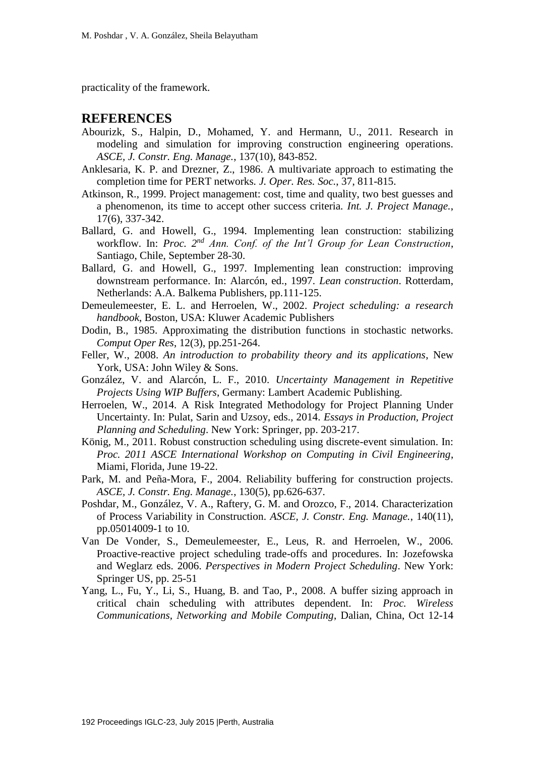practicality of the framework.

## REFERENCES

Abourizk, S., Halpin, D., Mohamed, Y. and Hermann, U., 2011. Research in modeling and simulation for improving construction engineering operations. *ASCE, J. Constr. Eng. Manage.*, 137(10), 843-852.

Anklesaria, K. P. and Drezner, Z., 1986. A multivariate approach to estimating the completion time for PERT networks. *J. Oper. Res. Soc.*, 37, 811-815.

Atkinson, R., 1999. Project management: cost, time and quality, two best guesses and a phenomenon, its time to accept other success criteria. *Int. J. Project Manage.*, 17(6), 337-342.

Ballard, G. and Howell, G., 1994. Implementing lean construction: stabilizing workflow. In: *Proc. 2nd Ann. Conf. of the Int'l Group for Lean Construction*, Santiago, Chile, September 28-30.

Ballard, G. and Howell, G., 1997. Implementing lean construction: improving downstream performance. In: Alarcón, ed., 1997. *Lean construction*. Rotterdam, Netherlands: A.A. Balkema Publishers, pp.111-125.

Demeulemeester, E. L. and Herroelen, W., 2002. *Project scheduling: a research handbook*, Boston, USA: Kluwer Academic Publishers

Dodin, B., 1985. Approximating the distribution functions in stochastic networks. *Comput Oper Res*, 12(3), pp.251-264.

Feller, W., 2008. *An introduction to probability theory and its applications*, New York, USA: John Wiley & Sons.

González, V. and Alarcón, L. F., 2010. *Uncertainty Management in Repetitive Projects Using WIP Buffers*, Germany: Lambert Academic Publishing.

Herroelen, W., 2014. A Risk Integrated Methodology for Project Planning Under Uncertainty. In: Pulat, Sarin and Uzsoy, eds., 2014. *Essays in Production, Project Planning and Scheduling*. New York: Springer, pp. 203-217.

König, M., 2011. Robust construction scheduling using discrete-event simulation. In: *Proc. 2011 ASCE International Workshop on Computing in Civil Engineering*, Miami, Florida, June 19-22.

Park, M. and Peña-Mora, F., 2004. Reliability buffering for construction projects. *ASCE, J. Constr. Eng. Manage.*, 130(5), pp.626-637.

Poshdar, M., González, V. A., Raftery, G. M. and Orozco, F., 2014. Characterization of Process Variability in Construction. *ASCE, J. Constr. Eng. Manage.*, 140(11), pp.05014009-1 to 10.

Van De Vonder, S., Demeulemeester, E., Leus, R. and Herroelen, W., 2006. Proactive-reactive project scheduling trade-offs and procedures. In: Jozefowska and Weglarz eds. 2006. *Perspectives in Modern Project Scheduling*. New York: Springer US, pp. 25-51

Yang, L., Fu, Y., Li, S., Huang, B. and Tao, P., 2008. A buffer sizing approach in critical chain scheduling with attributes dependent. In: *Proc. Wireless Communications, Networking and Mobile Computing*, Dalian, China, Oct 12-14